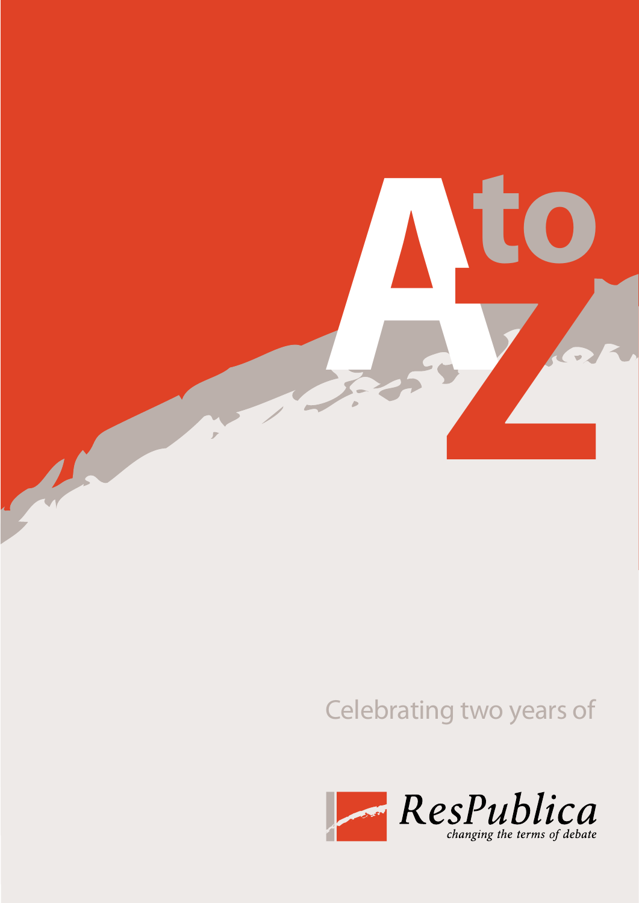# A to Z

Celebrating two years of

ResPublica
*changing the terms of debate*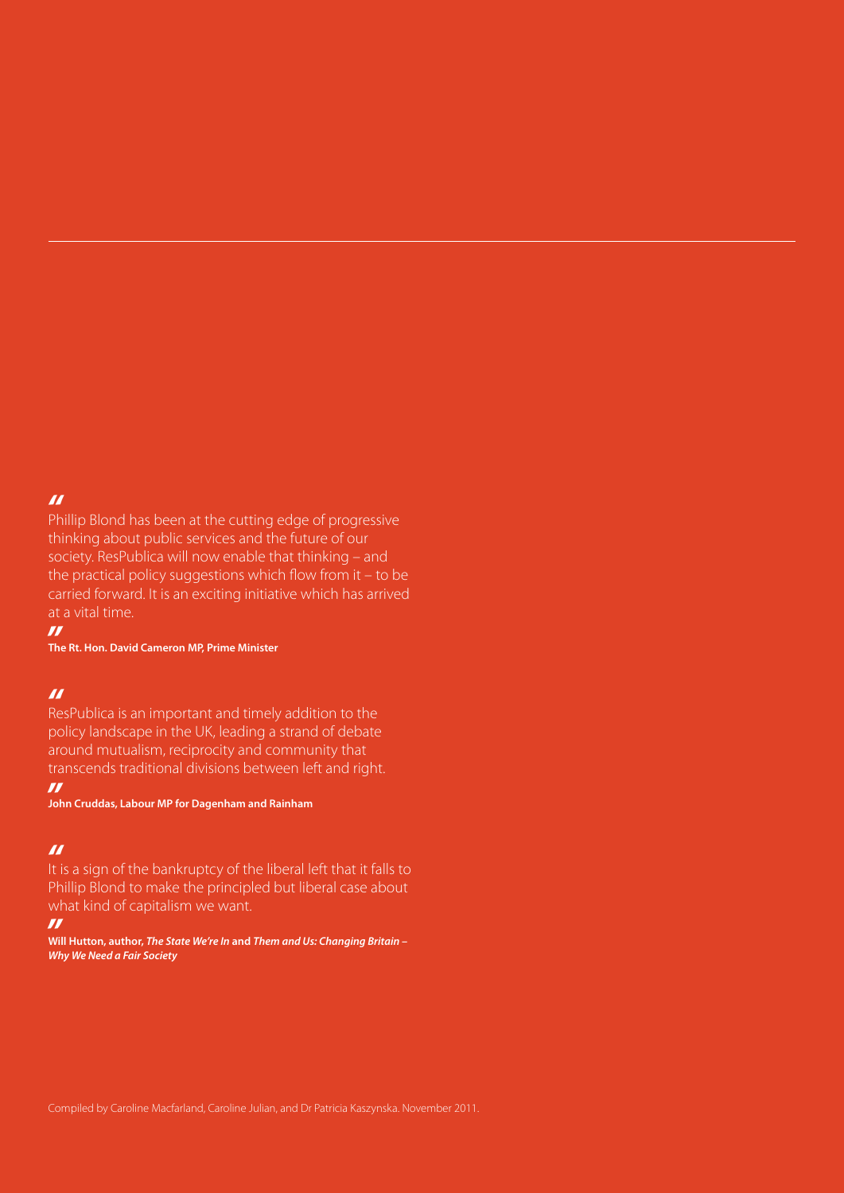"

Phillip Blond has been at the cutting edge of progressive thinking about public services and the future of our society. ResPublica will now enable that thinking – and the practical policy suggestions which flow from it – to be carried forward. It is an exciting initiative which has arrived at a vital time.

"

**The Rt. Hon. David Cameron MP, Prime Minister**

"

ResPublica is an important and timely addition to the policy landscape in the UK, leading a strand of debate around mutualism, reciprocity and community that transcends traditional divisions between left and right.

"

**John Cruddas, Labour MP for Dagenham and Rainham**

"

It is a sign of the bankruptcy of the liberal left that it falls to Phillip Blond to make the principled but liberal case about what kind of capitalism we want.

"

**Will Hutton, author, *The State We're In* and *Them and Us: Changing Britain – Why We Need a Fair Society***

Compiled by Caroline Macfarland, Caroline Julian, and Dr Patricia Kaszynska. November 2011.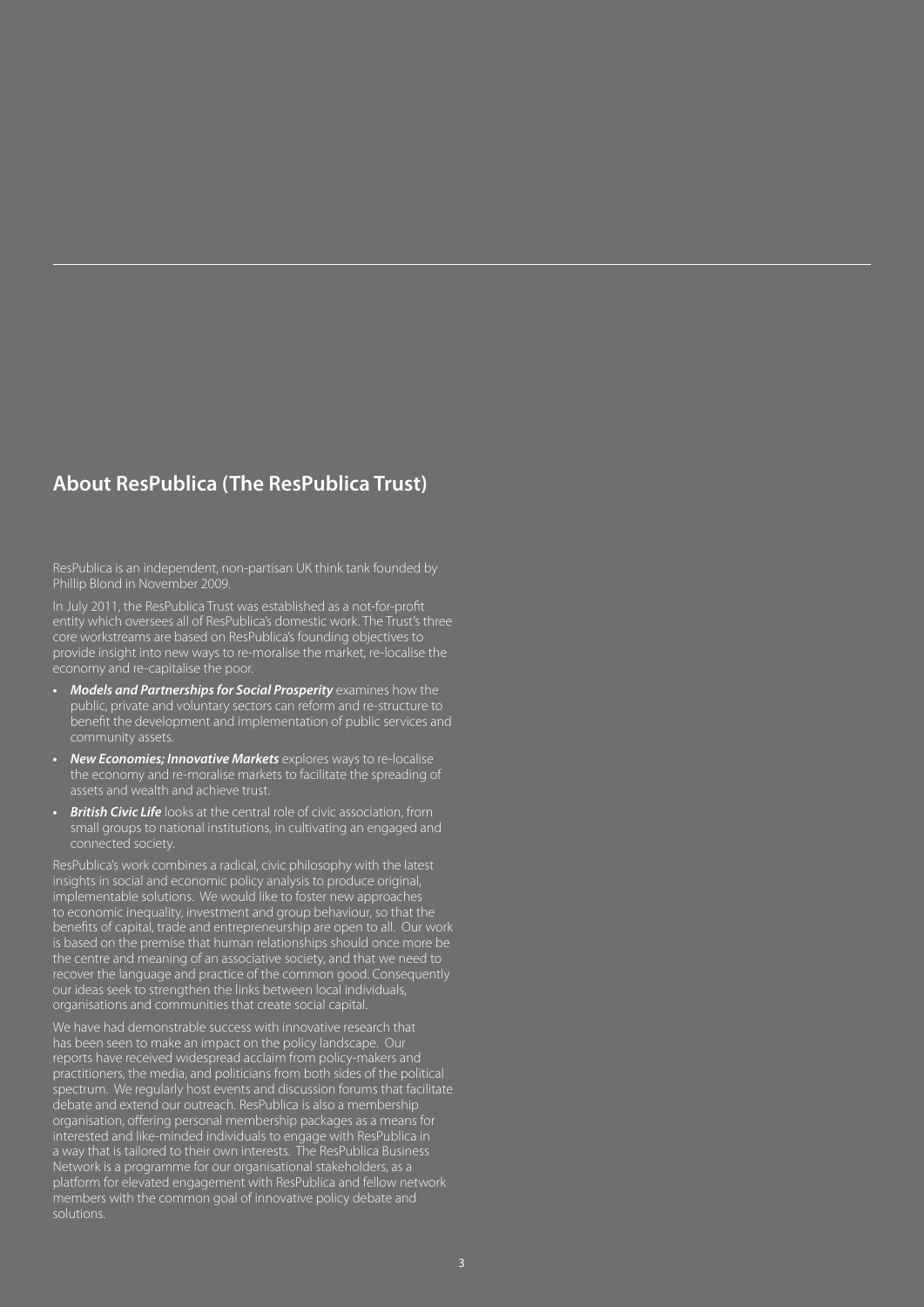## About ResPublica (The ResPublica Trust)

ResPublica is an independent, non-partisan UK think tank founded by Phillip Blond in November 2009.

In July 2011, the ResPublica Trust was established as a not-for-profit entity which oversees all of ResPublica's domestic work. The Trust's three core workstreams are based on ResPublica's founding objectives to provide insight into new ways to re-moralise the market, re-localise the economy and re-capitalise the poor.

- ***Models and Partnerships for Social Prosperity*** examines how the public, private and voluntary sectors can reform and re-structure to benefit the development and implementation of public services and community assets.
- ***New Economies; Innovative Markets*** explores ways to re-localise the economy and re-moralise markets to facilitate the spreading of assets and wealth and achieve trust.
- ***British Civic Life*** looks at the central role of civic association, from small groups to national institutions, in cultivating an engaged and connected society.

ResPublica's work combines a radical, civic philosophy with the latest insights in social and economic policy analysis to produce original, implementable solutions. We would like to foster new approaches to economic inequality, investment and group behaviour, so that the benefits of capital, trade and entrepreneurship are open to all. Our work is based on the premise that human relationships should once more be the centre and meaning of an associative society, and that we need to recover the language and practice of the common good. Consequently our ideas seek to strengthen the links between local individuals, organisations and communities that create social capital.

We have had demonstrable success with innovative research that has been seen to make an impact on the policy landscape. Our reports have received widespread acclaim from policy-makers and practitioners, the media, and politicians from both sides of the political spectrum. We regularly host events and discussion forums that facilitate debate and extend our outreach. ResPublica is also a membership organisation, offering personal membership packages as a means for interested and like-minded individuals to engage with ResPublica in a way that is tailored to their own interests. The ResPublica Business Network is a programme for our organisational stakeholders, as a platform for elevated engagement with ResPublica and fellow network members with the common goal of innovative policy debate and solutions.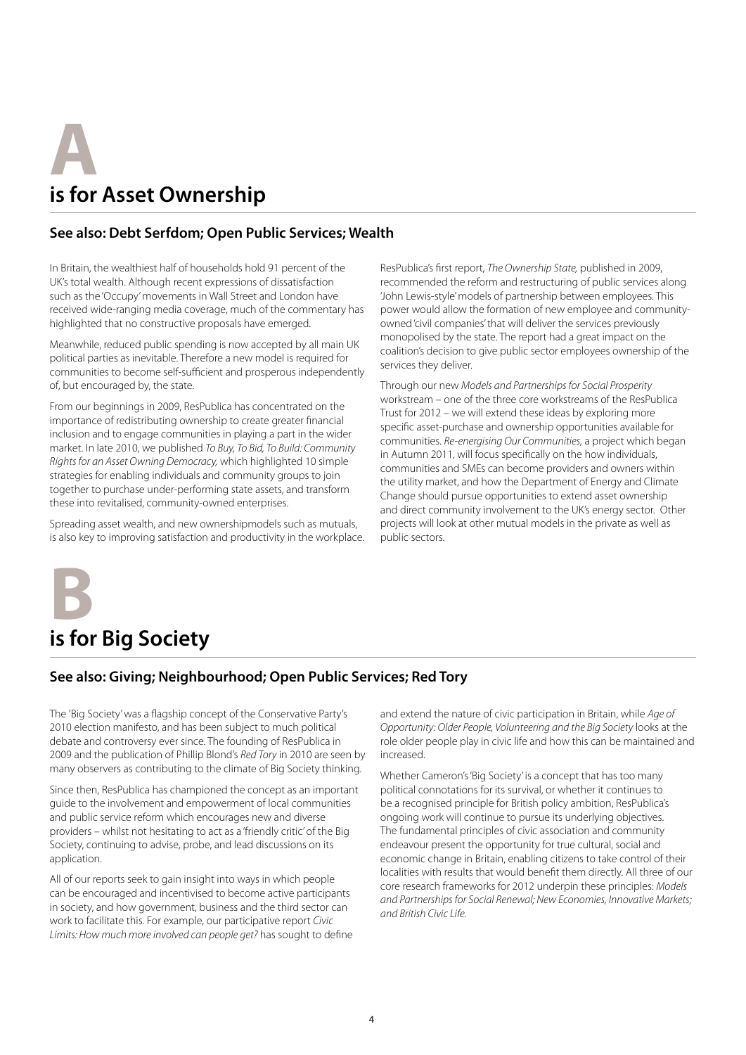# A is for Asset Ownership

### See also: Debt Serfdom; Open Public Services; Wealth

In Britain, the wealthiest half of households hold 91 percent of the UK's total wealth. Although recent expressions of dissatisfaction such as the 'Occupy' movements in Wall Street and London have received wide-ranging media coverage, much of the commentary has highlighted that no constructive proposals have emerged.

Meanwhile, reduced public spending is now accepted by all main UK political parties as inevitable. Therefore a new model is required for communities to become self-sufficient and prosperous independently of, but encouraged by, the state.

From our beginnings in 2009, ResPublica has concentrated on the importance of redistributing ownership to create greater financial inclusion and to engage communities in playing a part in the wider market. In late 2010, we published *To Buy, To Bid, To Build: Community Rights for an Asset Owning Democracy,* which highlighted 10 simple strategies for enabling individuals and community groups to join together to purchase under-performing state assets, and transform these into revitalised, community-owned enterprises.

Spreading asset wealth, and new ownershipmodels such as mutuals, is also key to improving satisfaction and productivity in the workplace. ResPublica's first report, *The Ownership State,* published in 2009, recommended the reform and restructuring of public services along 'John Lewis-style' models of partnership between employees. This power would allow the formation of new employee and community-owned 'civil companies' that will deliver the services previously monopolised by the state. The report had a great impact on the coalition's decision to give public sector employees ownership of the services they deliver.

Through our new *Models and Partnerships for Social Prosperity* workstream – one of the three core workstreams of the ResPublica Trust for 2012 – we will extend these ideas by exploring more specific asset-purchase and ownership opportunities available for communities. *Re-energising Our Communities,* a project which began in Autumn 2011, will focus specifically on the how individuals, communities and SMEs can become providers and owners within the utility market, and how the Department of Energy and Climate Change should pursue opportunities to extend asset ownership and direct community involvement to the UK's energy sector. Other projects will look at other mutual models in the private as well as public sectors.

# B is for Big Society

### See also: Giving; Neighbourhood; Open Public Services; Red Tory

The 'Big Society' was a flagship concept of the Conservative Party's 2010 election manifesto, and has been subject to much political debate and controversy ever since. The founding of ResPublica in 2009 and the publication of Phillip Blond's *Red Tory* in 2010 are seen by many observers as contributing to the climate of Big Society thinking.

Since then, ResPublica has championed the concept as an important guide to the involvement and empowerment of local communities and public service reform which encourages new and diverse providers – whilst not hesitating to act as a 'friendly critic' of the Big Society, continuing to advise, probe, and lead discussions on its application.

All of our reports seek to gain insight into ways in which people can be encouraged and incentivised to become active participants in society, and how government, business and the third sector can work to facilitate this. For example, our participative report *Civic Limits: How much more involved can people get?* has sought to define and extend the nature of civic participation in Britain, while *Age of Opportunity: Older People, Volunteering and the Big Society* looks at the role older people play in civic life and how this can be maintained and increased.

Whether Cameron's 'Big Society' is a concept that has too many political connotations for its survival, or whether it continues to be a recognised principle for British policy ambition, ResPublica's ongoing work will continue to pursue its underlying objectives. The fundamental principles of civic association and community endeavour present the opportunity for true cultural, social and economic change in Britain, enabling citizens to take control of their localities with results that would benefit them directly. All three of our core research frameworks for 2012 underpin these principles: *Models and Partnerships for Social Renewal; New Economies, Innovative Markets; and British Civic Life.*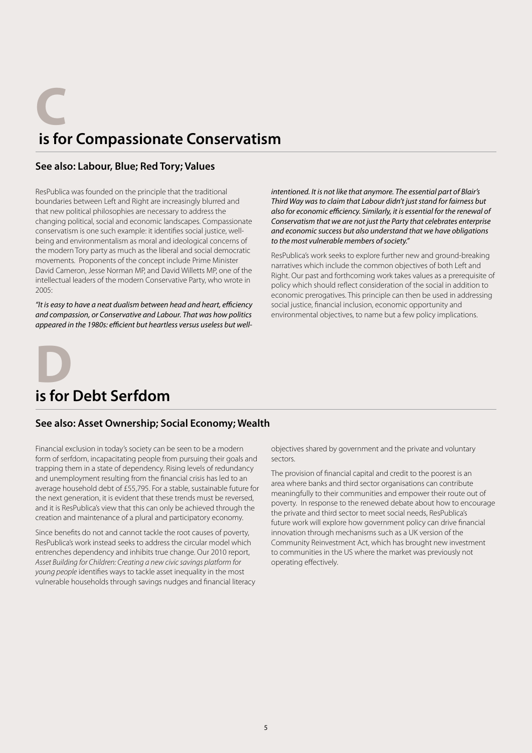# C is for Compassionate Conservatism

## See also: Labour, Blue; Red Tory; Values

ResPublica was founded on the principle that the traditional boundaries between Left and Right are increasingly blurred and that new political philosophies are necessary to address the changing political, social and economic landscapes. Compassionate conservatism is one such example: it identifies social justice, well-being and environmentalism as moral and ideological concerns of the modern Tory party as much as the liberal and social democratic movements. Proponents of the concept include Prime Minister David Cameron, Jesse Norman MP, and David Willetts MP, one of the intellectual leaders of the modern Conservative Party, who wrote in 2005:

*"It is easy to have a neat dualism between head and heart, efficiency and compassion, or Conservative and Labour. That was how politics appeared in the 1980s: efficient but heartless versus useless but well-intentioned. It is not like that anymore. The essential part of Blair's Third Way was to claim that Labour didn't just stand for fairness but also for economic efficiency. Similarly, it is essential for the renewal of Conservatism that we are not just the Party that celebrates enterprise and economic success but also understand that we have obligations to the most vulnerable members of society."*

ResPublica's work seeks to explore further new and ground-breaking narratives which include the common objectives of both Left and Right. Our past and forthcoming work takes values as a prerequisite of policy which should reflect consideration of the social in addition to economic prerogatives. This principle can then be used in addressing social justice, financial inclusion, economic opportunity and environmental objectives, to name but a few policy implications.

# D is for Debt Serfdom

## See also: Asset Ownership; Social Economy; Wealth

Financial exclusion in today's society can be seen to be a modern form of serfdom, incapacitating people from pursuing their goals and trapping them in a state of dependency. Rising levels of redundancy and unemployment resulting from the financial crisis has led to an average household debt of £55,795. For a stable, sustainable future for the next generation, it is evident that these trends must be reversed, and it is ResPublica's view that this can only be achieved through the creation and maintenance of a plural and participatory economy.

Since benefits do not and cannot tackle the root causes of poverty, ResPublica's work instead seeks to address the circular model which entrenches dependency and inhibits true change. Our 2010 report, *Asset Building for Children: Creating a new civic savings platform for young people* identifies ways to tackle asset inequality in the most vulnerable households through savings nudges and financial literacy objectives shared by government and the private and voluntary sectors.

The provision of financial capital and credit to the poorest is an area where banks and third sector organisations can contribute meaningfully to their communities and empower their route out of poverty. In response to the renewed debate about how to encourage the private and third sector to meet social needs, ResPublica's future work will explore how government policy can drive financial innovation through mechanisms such as a UK version of the Community Reinvestment Act, which has brought new investment to communities in the US where the market was previously not operating effectively.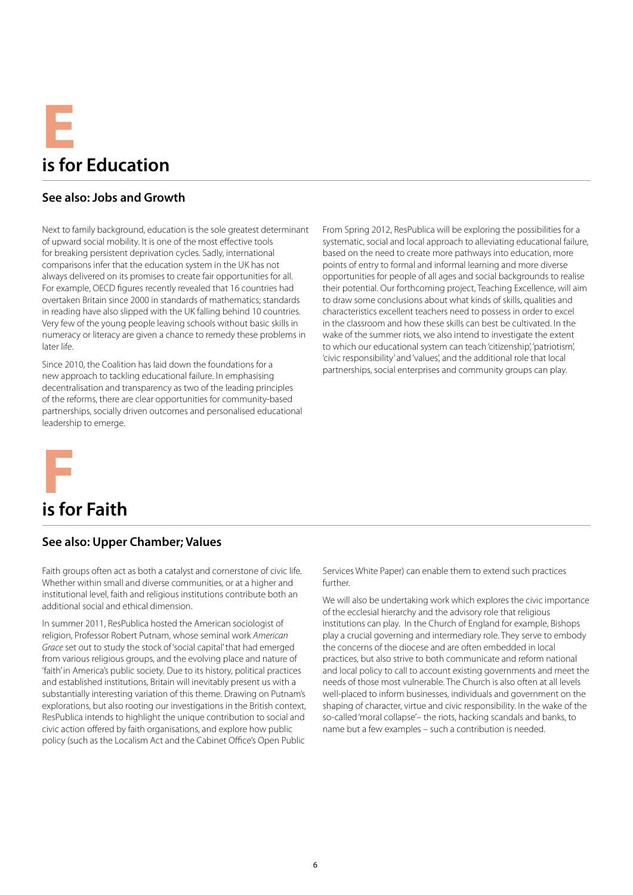# E is for Education

### See also: Jobs and Growth

Next to family background, education is the sole greatest determinant of upward social mobility. It is one of the most effective tools for breaking persistent deprivation cycles. Sadly, international comparisons infer that the education system in the UK has not always delivered on its promises to create fair opportunities for all. For example, OECD figures recently revealed that 16 countries had overtaken Britain since 2000 in standards of mathematics; standards in reading have also slipped with the UK falling behind 10 countries. Very few of the young people leaving schools without basic skills in numeracy or literacy are given a chance to remedy these problems in later life.

Since 2010, the Coalition has laid down the foundations for a new approach to tackling educational failure. In emphasising decentralisation and transparency as two of the leading principles of the reforms, there are clear opportunities for community-based partnerships, socially driven outcomes and personalised educational leadership to emerge.

From Spring 2012, ResPublica will be exploring the possibilities for a systematic, social and local approach to alleviating educational failure, based on the need to create more pathways into education, more points of entry to formal and informal learning and more diverse opportunities for people of all ages and social backgrounds to realise their potential. Our forthcoming project, Teaching Excellence, will aim to draw some conclusions about what kinds of skills, qualities and characteristics excellent teachers need to possess in order to excel in the classroom and how these skills can best be cultivated. In the wake of the summer riots, we also intend to investigate the extent to which our educational system can teach 'citizenship', 'patriotism', 'civic responsibility' and 'values', and the additional role that local partnerships, social enterprises and community groups can play.

# F is for Faith

### See also: Upper Chamber; Values

Faith groups often act as both a catalyst and cornerstone of civic life. Whether within small and diverse communities, or at a higher and institutional level, faith and religious institutions contribute both an additional social and ethical dimension.

In summer 2011, ResPublica hosted the American sociologist of religion, Professor Robert Putnam, whose seminal work *American Grace* set out to study the stock of 'social capital' that had emerged from various religious groups, and the evolving place and nature of 'faith' in America's public society. Due to its history, political practices and established institutions, Britain will inevitably present us with a substantially interesting variation of this theme. Drawing on Putnam's explorations, but also rooting our investigations in the British context, ResPublica intends to highlight the unique contribution to social and civic action offered by faith organisations, and explore how public policy (such as the Localism Act and the Cabinet Office's Open Public Services White Paper) can enable them to extend such practices further.

We will also be undertaking work which explores the civic importance of the ecclesial hierarchy and the advisory role that religious institutions can play. In the Church of England for example, Bishops play a crucial governing and intermediary role. They serve to embody the concerns of the diocese and are often embedded in local practices, but also strive to both communicate and reform national and local policy to call to account existing governments and meet the needs of those most vulnerable. The Church is also often at all levels well-placed to inform businesses, individuals and government on the shaping of character, virtue and civic responsibility. In the wake of the so-called 'moral collapse'– the riots, hacking scandals and banks, to name but a few examples – such a contribution is needed.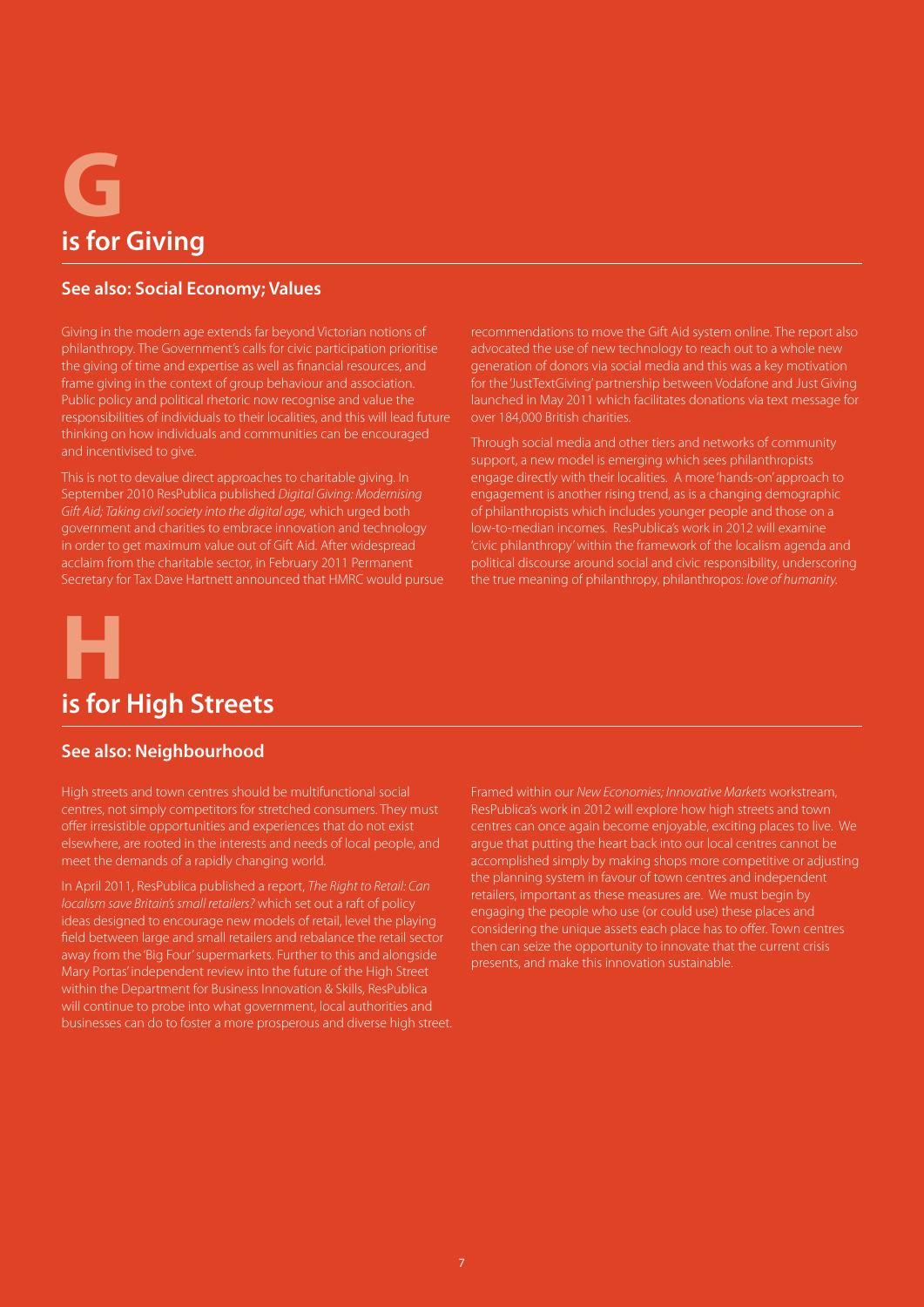# G is for Giving

### See also: Social Economy; Values

Giving in the modern age extends far beyond Victorian notions of philanthropy. The Government's calls for civic participation prioritise the giving of time and expertise as well as financial resources, and frame giving in the context of group behaviour and association. Public policy and political rhetoric now recognise and value the responsibilities of individuals to their localities, and this will lead future thinking on how individuals and communities can be encouraged and incentivised to give.

This is not to devalue direct approaches to charitable giving. In September 2010 ResPublica published *Digital Giving: Modernising Gift Aid; Taking civil society into the digital age,* which urged both government and charities to embrace innovation and technology in order to get maximum value out of Gift Aid. After widespread acclaim from the charitable sector, in February 2011 Permanent Secretary for Tax Dave Hartnett announced that HMRC would pursue recommendations to move the Gift Aid system online. The report also advocated the use of new technology to reach out to a whole new generation of donors via social media and this was a key motivation for the 'JustTextGiving' partnership between Vodafone and Just Giving launched in May 2011 which facilitates donations via text message for over 184,000 British charities.

Through social media and other tiers and networks of community support, a new model is emerging which sees philanthropists engage directly with their localities. A more 'hands-on' approach to engagement is another rising trend, as is a changing demographic of philanthropists which includes younger people and those on a low-to-median incomes. ResPublica's work in 2012 will examine 'civic philanthropy' within the framework of the localism agenda and political discourse around social and civic responsibility, underscoring the true meaning of philanthropy, philanthropos: *love of humanity.*

# H is for High Streets

### See also: Neighbourhood

High streets and town centres should be multifunctional social centres, not simply competitors for stretched consumers. They must offer irresistible opportunities and experiences that do not exist elsewhere, are rooted in the interests and needs of local people, and meet the demands of a rapidly changing world.

In April 2011, ResPublica published a report, *The Right to Retail: Can localism save Britain's small retailers?* which set out a raft of policy ideas designed to encourage new models of retail, level the playing field between large and small retailers and rebalance the retail sector away from the 'Big Four' supermarkets. Further to this and alongside Mary Portas' independent review into the future of the High Street within the Department for Business Innovation & Skills, ResPublica will continue to probe into what government, local authorities and businesses can do to foster a more prosperous and diverse high street.

Framed within our *New Economies; Innovative Markets* workstream, ResPublica's work in 2012 will explore how high streets and town centres can once again become enjoyable, exciting places to live. We argue that putting the heart back into our local centres cannot be accomplished simply by making shops more competitive or adjusting the planning system in favour of town centres and independent retailers, important as these measures are. We must begin by engaging the people who use (or could use) these places and considering the unique assets each place has to offer. Town centres then can seize the opportunity to innovate that the current crisis presents, and make this innovation sustainable.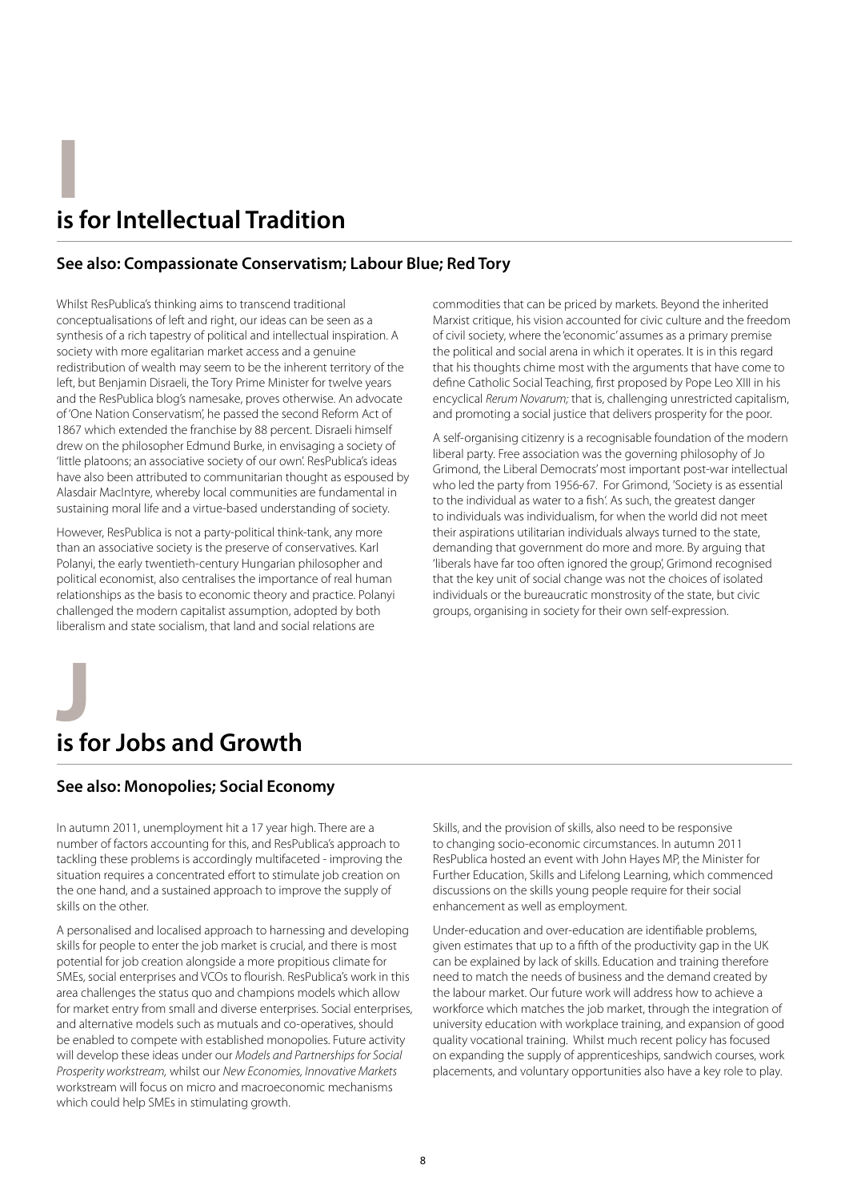# I is for Intellectual Tradition

### See also: Compassionate Conservatism; Labour Blue; Red Tory

Whilst ResPublica's thinking aims to transcend traditional conceptualisations of left and right, our ideas can be seen as a synthesis of a rich tapestry of political and intellectual inspiration. A society with more egalitarian market access and a genuine redistribution of wealth may seem to be the inherent territory of the left, but Benjamin Disraeli, the Tory Prime Minister for twelve years and the ResPublica blog's namesake, proves otherwise. An advocate of 'One Nation Conservatism', he passed the second Reform Act of 1867 which extended the franchise by 88 percent. Disraeli himself drew on the philosopher Edmund Burke, in envisaging a society of 'little platoons; an associative society of our own'. ResPublica's ideas have also been attributed to communitarian thought as espoused by Alasdair MacIntyre, whereby local communities are fundamental in sustaining moral life and a virtue-based understanding of society.

However, ResPublica is not a party-political think-tank, any more than an associative society is the preserve of conservatives. Karl Polanyi, the early twentieth-century Hungarian philosopher and political economist, also centralises the importance of real human relationships as the basis to economic theory and practice. Polanyi challenged the modern capitalist assumption, adopted by both liberalism and state socialism, that land and social relations are commodities that can be priced by markets. Beyond the inherited Marxist critique, his vision accounted for civic culture and the freedom of civil society, where the 'economic' assumes as a primary premise the political and social arena in which it operates. It is in this regard that his thoughts chime most with the arguments that have come to define Catholic Social Teaching, first proposed by Pope Leo XIII in his encyclical *Rerum Novarum;* that is, challenging unrestricted capitalism, and promoting a social justice that delivers prosperity for the poor.

A self-organising citizenry is a recognisable foundation of the modern liberal party. Free association was the governing philosophy of Jo Grimond, the Liberal Democrats' most important post-war intellectual who led the party from 1956-67. For Grimond, 'Society is as essential to the individual as water to a fish'. As such, the greatest danger to individuals was individualism, for when the world did not meet their aspirations utilitarian individuals always turned to the state, demanding that government do more and more. By arguing that 'liberals have far too often ignored the group', Grimond recognised that the key unit of social change was not the choices of isolated individuals or the bureaucratic monstrosity of the state, but civic groups, organising in society for their own self-expression.

# J is for Jobs and Growth

### See also: Monopolies; Social Economy

In autumn 2011, unemployment hit a 17 year high. There are a number of factors accounting for this, and ResPublica's approach to tackling these problems is accordingly multifaceted - improving the situation requires a concentrated effort to stimulate job creation on the one hand, and a sustained approach to improve the supply of skills on the other.

A personalised and localised approach to harnessing and developing skills for people to enter the job market is crucial, and there is most potential for job creation alongside a more propitious climate for SMEs, social enterprises and VCOs to flourish. ResPublica's work in this area challenges the status quo and champions models which allow for market entry from small and diverse enterprises. Social enterprises, and alternative models such as mutuals and co-operatives, should be enabled to compete with established monopolies. Future activity will develop these ideas under our *Models and Partnerships for Social Prosperity workstream,* whilst our *New Economies, Innovative Markets* workstream will focus on micro and macroeconomic mechanisms which could help SMEs in stimulating growth.

Skills, and the provision of skills, also need to be responsive to changing socio-economic circumstances. In autumn 2011 ResPublica hosted an event with John Hayes MP, the Minister for Further Education, Skills and Lifelong Learning, which commenced discussions on the skills young people require for their social enhancement as well as employment.

Under-education and over-education are identifiable problems, given estimates that up to a fifth of the productivity gap in the UK can be explained by lack of skills. Education and training therefore need to match the needs of business and the demand created by the labour market. Our future work will address how to achieve a workforce which matches the job market, through the integration of university education with workplace training, and expansion of good quality vocational training. Whilst much recent policy has focused on expanding the supply of apprenticeships, sandwich courses, work placements, and voluntary opportunities also have a key role to play.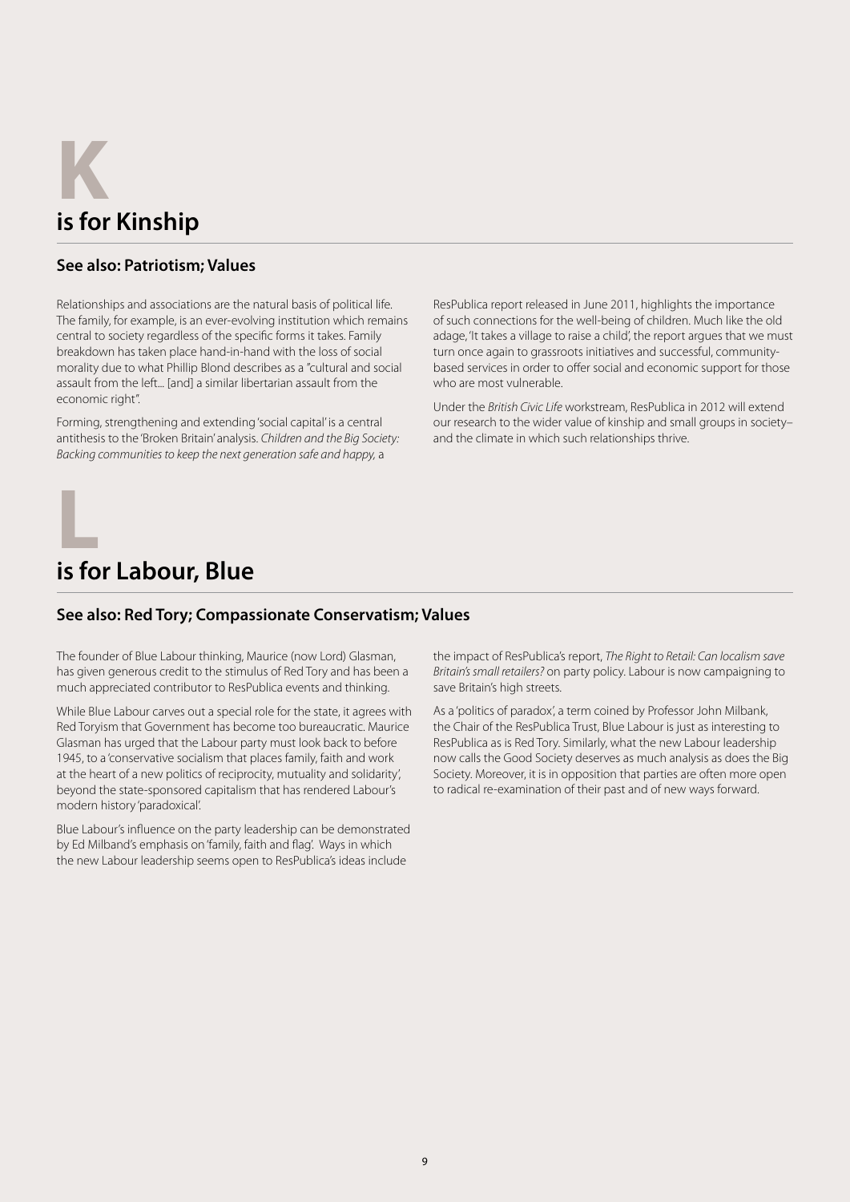# K is for Kinship

### See also: Patriotism; Values

Relationships and associations are the natural basis of political life. The family, for example, is an ever-evolving institution which remains central to society regardless of the specific forms it takes. Family breakdown has taken place hand-in-hand with the loss of social morality due to what Phillip Blond describes as a "cultural and social assault from the left... [and] a similar libertarian assault from the economic right".

Forming, strengthening and extending 'social capital' is a central antithesis to the 'Broken Britain' analysis. *Children and the Big Society: Backing communities to keep the next generation safe and happy,* a ResPublica report released in June 2011, highlights the importance of such connections for the well-being of children. Much like the old adage, 'It takes a village to raise a child', the report argues that we must turn once again to grassroots initiatives and successful, community-based services in order to offer social and economic support for those who are most vulnerable.

Under the *British Civic Life* workstream, ResPublica in 2012 will extend our research to the wider value of kinship and small groups in society– and the climate in which such relationships thrive.

# L is for Labour, Blue

### See also: Red Tory; Compassionate Conservatism; Values

The founder of Blue Labour thinking, Maurice (now Lord) Glasman, has given generous credit to the stimulus of Red Tory and has been a much appreciated contributor to ResPublica events and thinking.

While Blue Labour carves out a special role for the state, it agrees with Red Toryism that Government has become too bureaucratic. Maurice Glasman has urged that the Labour party must look back to before 1945, to a 'conservative socialism that places family, faith and work at the heart of a new politics of reciprocity, mutuality and solidarity', beyond the state-sponsored capitalism that has rendered Labour's modern history 'paradoxical'.

Blue Labour's influence on the party leadership can be demonstrated by Ed Milband's emphasis on 'family, faith and flag'. Ways in which the new Labour leadership seems open to ResPublica's ideas include the impact of ResPublica's report, *The Right to Retail: Can localism save Britain's small retailers?* on party policy. Labour is now campaigning to save Britain's high streets.

As a 'politics of paradox', a term coined by Professor John Milbank, the Chair of the ResPublica Trust, Blue Labour is just as interesting to ResPublica as is Red Tory. Similarly, what the new Labour leadership now calls the Good Society deserves as much analysis as does the Big Society. Moreover, it is in opposition that parties are often more open to radical re-examination of their past and of new ways forward.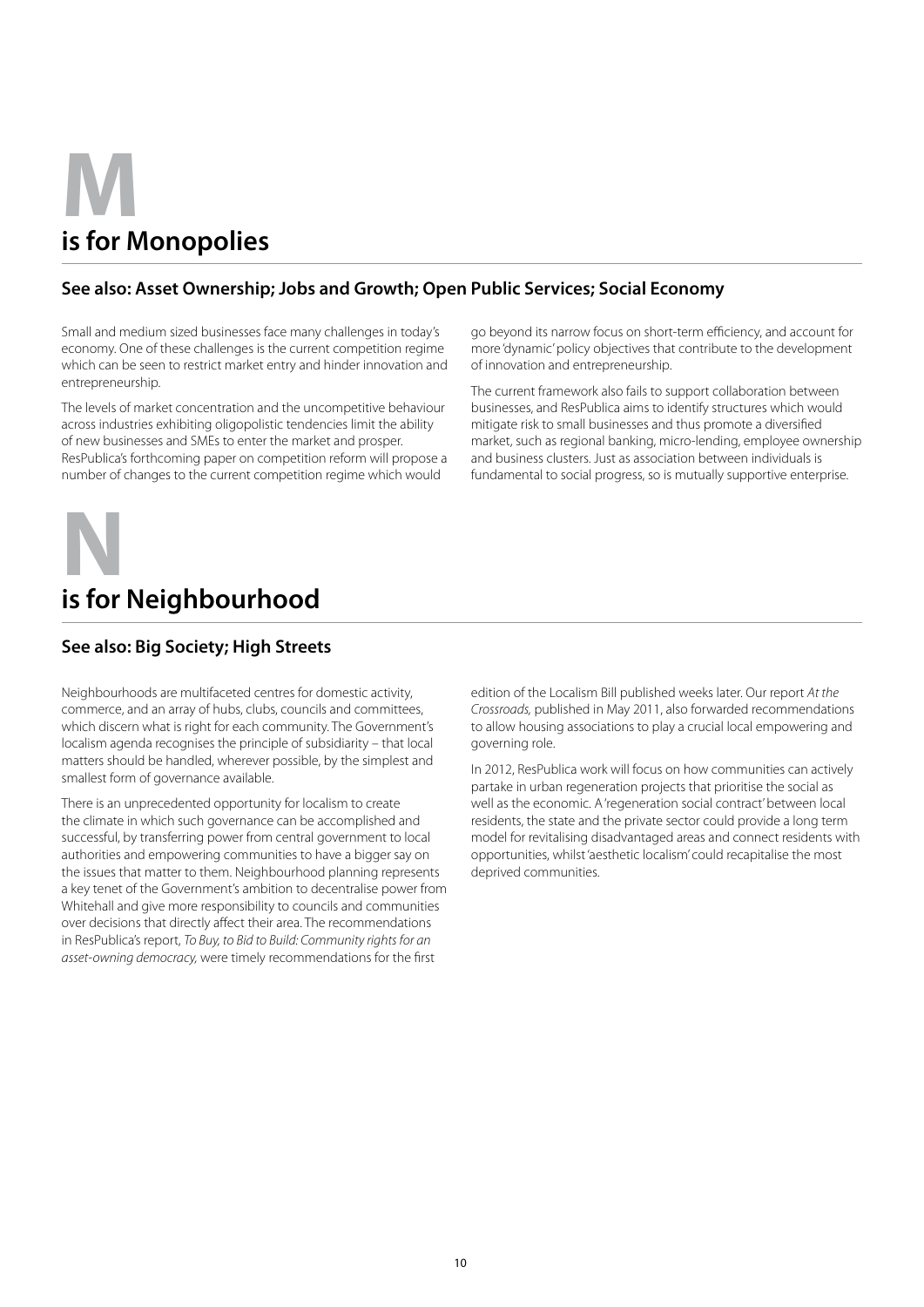# M is for Monopolies

### See also: Asset Ownership; Jobs and Growth; Open Public Services; Social Economy

Small and medium sized businesses face many challenges in today's economy. One of these challenges is the current competition regime which can be seen to restrict market entry and hinder innovation and entrepreneurship.

The levels of market concentration and the uncompetitive behaviour across industries exhibiting oligopolistic tendencies limit the ability of new businesses and SMEs to enter the market and prosper. ResPublica's forthcoming paper on competition reform will propose a number of changes to the current competition regime which would go beyond its narrow focus on short-term efficiency, and account for more 'dynamic' policy objectives that contribute to the development of innovation and entrepreneurship.

The current framework also fails to support collaboration between businesses, and ResPublica aims to identify structures which would mitigate risk to small businesses and thus promote a diversified market, such as regional banking, micro-lending, employee ownership and business clusters. Just as association between individuals is fundamental to social progress, so is mutually supportive enterprise.

# N is for Neighbourhood

### See also: Big Society; High Streets

Neighbourhoods are multifaceted centres for domestic activity, commerce, and an array of hubs, clubs, councils and committees, which discern what is right for each community. The Government's localism agenda recognises the principle of subsidiarity – that local matters should be handled, wherever possible, by the simplest and smallest form of governance available.

There is an unprecedented opportunity for localism to create the climate in which such governance can be accomplished and successful, by transferring power from central government to local authorities and empowering communities to have a bigger say on the issues that matter to them. Neighbourhood planning represents a key tenet of the Government's ambition to decentralise power from Whitehall and give more responsibility to councils and communities over decisions that directly affect their area. The recommendations in ResPublica's report, *To Buy, to Bid to Build: Community rights for an asset-owning democracy,* were timely recommendations for the first edition of the Localism Bill published weeks later. Our report *At the Crossroads,* published in May 2011, also forwarded recommendations to allow housing associations to play a crucial local empowering and governing role.

In 2012, ResPublica work will focus on how communities can actively partake in urban regeneration projects that prioritise the social as well as the economic. A 'regeneration social contract' between local residents, the state and the private sector could provide a long term model for revitalising disadvantaged areas and connect residents with opportunities, whilst 'aesthetic localism' could recapitalise the most deprived communities.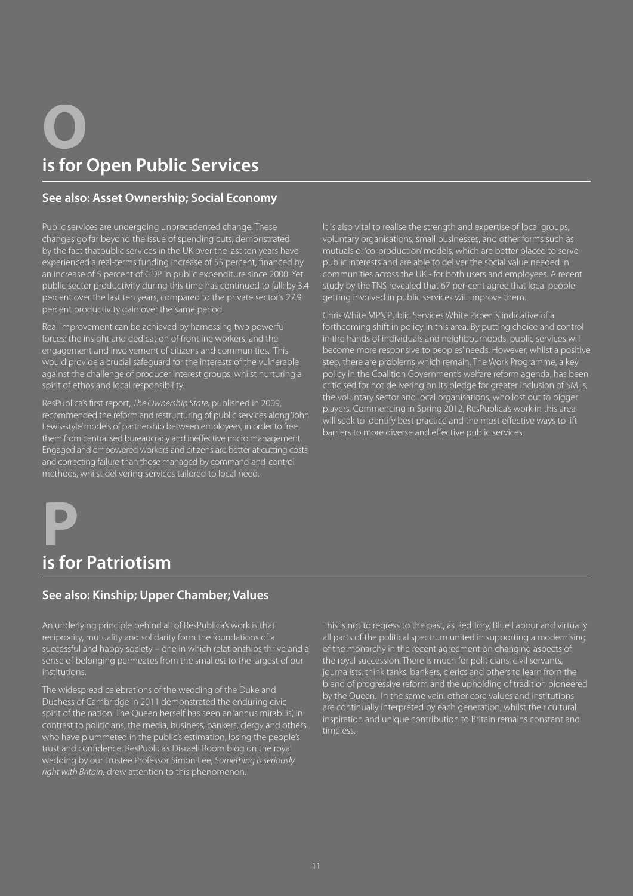# O
## is for Open Public Services

### See also: Asset Ownership; Social Economy

Public services are undergoing unprecedented change. These changes go far beyond the issue of spending cuts, demonstrated by the fact thatpublic services in the UK over the last ten years have experienced a real-terms funding increase of 55 percent, financed by an increase of 5 percent of GDP in public expenditure since 2000. Yet public sector productivity during this time has continued to fall: by 3.4 percent over the last ten years, compared to the private sector's 27.9 percent productivity gain over the same period.

Real improvement can be achieved by harnessing two powerful forces: the insight and dedication of frontline workers, and the engagement and involvement of citizens and communities. This would provide a crucial safeguard for the interests of the vulnerable against the challenge of producer interest groups, whilst nurturing a spirit of ethos and local responsibility.

ResPublica's first report, *The Ownership State*, published in 2009, recommended the reform and restructuring of public services along 'John Lewis-style' models of partnership between employees, in order to free them from centralised bureaucracy and ineffective micro management. Engaged and empowered workers and citizens are better at cutting costs and correcting failure than those managed by command-and-control methods, whilst delivering services tailored to local need.

It is also vital to realise the strength and expertise of local groups, voluntary organisations, small businesses, and other forms such as mutuals or 'co-production' models, which are better placed to serve public interests and are able to deliver the social value needed in communities across the UK - for both users and employees. A recent study by the TNS revealed that 67 per-cent agree that local people getting involved in public services will improve them.

Chris White MP's Public Services White Paper is indicative of a forthcoming shift in policy in this area. By putting choice and control in the hands of individuals and neighbourhoods, public services will become more responsive to peoples' needs. However, whilst a positive step, there are problems which remain. The Work Programme, a key policy in the Coalition Government's welfare reform agenda, has been criticised for not delivering on its pledge for greater inclusion of SMEs, the voluntary sector and local organisations, who lost out to bigger players. Commencing in Spring 2012, ResPublica's work in this area will seek to identify best practice and the most effective ways to lift barriers to more diverse and effective public services.

# P
## is for Patriotism

### See also: Kinship; Upper Chamber; Values

An underlying principle behind all of ResPublica's work is that reciprocity, mutuality and solidarity form the foundations of a successful and happy society – one in which relationships thrive and a sense of belonging permeates from the smallest to the largest of our institutions.

The widespread celebrations of the wedding of the Duke and Duchess of Cambridge in 2011 demonstrated the enduring civic spirit of the nation. The Queen herself has seen an 'annus mirabilis', in contrast to politicians, the media, business, bankers, clergy and others who have plummeted in the public's estimation, losing the people's trust and confidence. ResPublica's Disraeli Room blog on the royal wedding by our Trustee Professor Simon Lee, *Something is seriously right with Britain,* drew attention to this phenomenon.

This is not to regress to the past, as Red Tory, Blue Labour and virtually all parts of the political spectrum united in supporting a modernising of the monarchy in the recent agreement on changing aspects of the royal succession. There is much for politicians, civil servants, journalists, think tanks, bankers, clerics and others to learn from the blend of progressive reform and the upholding of tradition pioneered by the Queen. In the same vein, other core values and institutions are continually interpreted by each generation, whilst their cultural inspiration and unique contribution to Britain remains constant and timeless.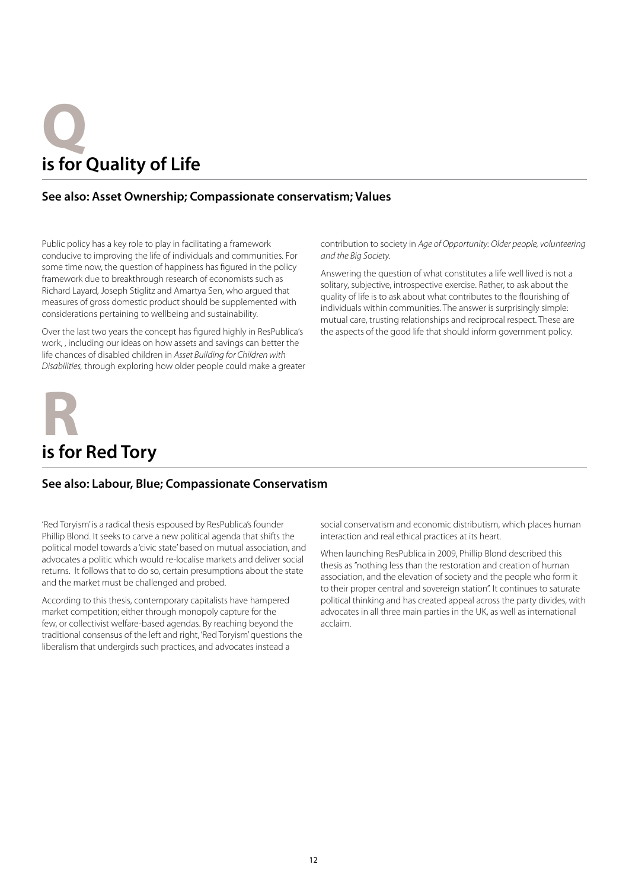# Q is for Quality of Life

## See also: Asset Ownership; Compassionate conservatism; Values

Public policy has a key role to play in facilitating a framework conducive to improving the life of individuals and communities. For some time now, the question of happiness has figured in the policy framework due to breakthrough research of economists such as Richard Layard, Joseph Stiglitz and Amartya Sen, who argued that measures of gross domestic product should be supplemented with considerations pertaining to wellbeing and sustainability.

Over the last two years the concept has figured highly in ResPublica's work, , including our ideas on how assets and savings can better the life chances of disabled children in *Asset Building for Children with Disabilities,* through exploring how older people could make a greater contribution to society in *Age of Opportunity: Older people, volunteering and the Big Society.*

Answering the question of what constitutes a life well lived is not a solitary, subjective, introspective exercise. Rather, to ask about the quality of life is to ask about what contributes to the flourishing of individuals within communities. The answer is surprisingly simple: mutual care, trusting relationships and reciprocal respect. These are the aspects of the good life that should inform government policy.

# R is for Red Tory

## See also: Labour, Blue; Compassionate Conservatism

'Red Toryism' is a radical thesis espoused by ResPublica's founder Phillip Blond. It seeks to carve a new political agenda that shifts the political model towards a 'civic state' based on mutual association, and advocates a politic which would re-localise markets and deliver social returns. It follows that to do so, certain presumptions about the state and the market must be challenged and probed.

According to this thesis, contemporary capitalists have hampered market competition; either through monopoly capture for the few, or collectivist welfare-based agendas. By reaching beyond the traditional consensus of the left and right, 'Red Toryism' questions the liberalism that undergirds such practices, and advocates instead a social conservatism and economic distributism, which places human interaction and real ethical practices at its heart.

When launching ResPublica in 2009, Phillip Blond described this thesis as "nothing less than the restoration and creation of human association, and the elevation of society and the people who form it to their proper central and sovereign station". It continues to saturate political thinking and has created appeal across the party divides, with advocates in all three main parties in the UK, as well as international acclaim.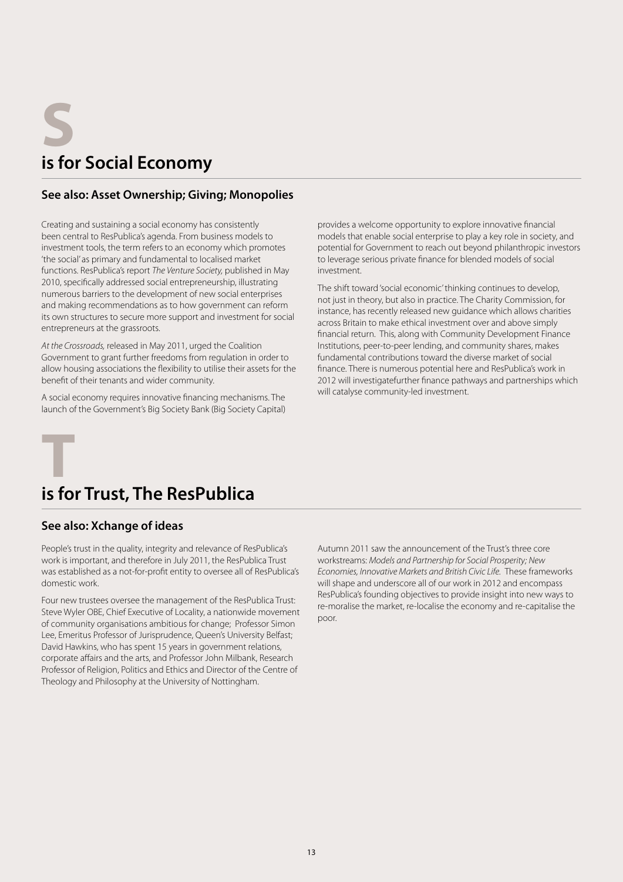# S

## is for Social Economy

### See also: Asset Ownership; Giving; Monopolies

Creating and sustaining a social economy has consistently been central to ResPublica's agenda. From business models to investment tools, the term refers to an economy which promotes 'the social' as primary and fundamental to localised market functions. ResPublica's report *The Venture Society,* published in May 2010, specifically addressed social entrepreneurship, illustrating numerous barriers to the development of new social enterprises and making recommendations as to how government can reform its own structures to secure more support and investment for social entrepreneurs at the grassroots.

*At the Crossroads,* released in May 2011, urged the Coalition Government to grant further freedoms from regulation in order to allow housing associations the flexibility to utilise their assets for the benefit of their tenants and wider community.

A social economy requires innovative financing mechanisms. The launch of the Government's Big Society Bank (Big Society Capital) provides a welcome opportunity to explore innovative financial models that enable social enterprise to play a key role in society, and potential for Government to reach out beyond philanthropic investors to leverage serious private finance for blended models of social investment.

The shift toward 'social economic' thinking continues to develop, not just in theory, but also in practice. The Charity Commission, for instance, has recently released new guidance which allows charities across Britain to make ethical investment over and above simply financial return. This, along with Community Development Finance Institutions, peer-to-peer lending, and community shares, makes fundamental contributions toward the diverse market of social finance. There is numerous potential here and ResPublica's work in 2012 will investigatefurther finance pathways and partnerships which will catalyse community-led investment.

# T

## is for Trust, The ResPublica

### See also: Xchange of ideas

People's trust in the quality, integrity and relevance of ResPublica's work is important, and therefore in July 2011, the ResPublica Trust was established as a not-for-profit entity to oversee all of ResPublica's domestic work.

Four new trustees oversee the management of the ResPublica Trust: Steve Wyler OBE, Chief Executive of Locality, a nationwide movement of community organisations ambitious for change; Professor Simon Lee, Emeritus Professor of Jurisprudence, Queen's University Belfast; David Hawkins, who has spent 15 years in government relations, corporate affairs and the arts, and Professor John Milbank, Research Professor of Religion, Politics and Ethics and Director of the Centre of Theology and Philosophy at the University of Nottingham.

Autumn 2011 saw the announcement of the Trust's three core workstreams: *Models and Partnership for Social Prosperity; New Economies, Innovative Markets and British Civic Life.* These frameworks will shape and underscore all of our work in 2012 and encompass ResPublica's founding objectives to provide insight into new ways to re-moralise the market, re-localise the economy and re-capitalise the poor.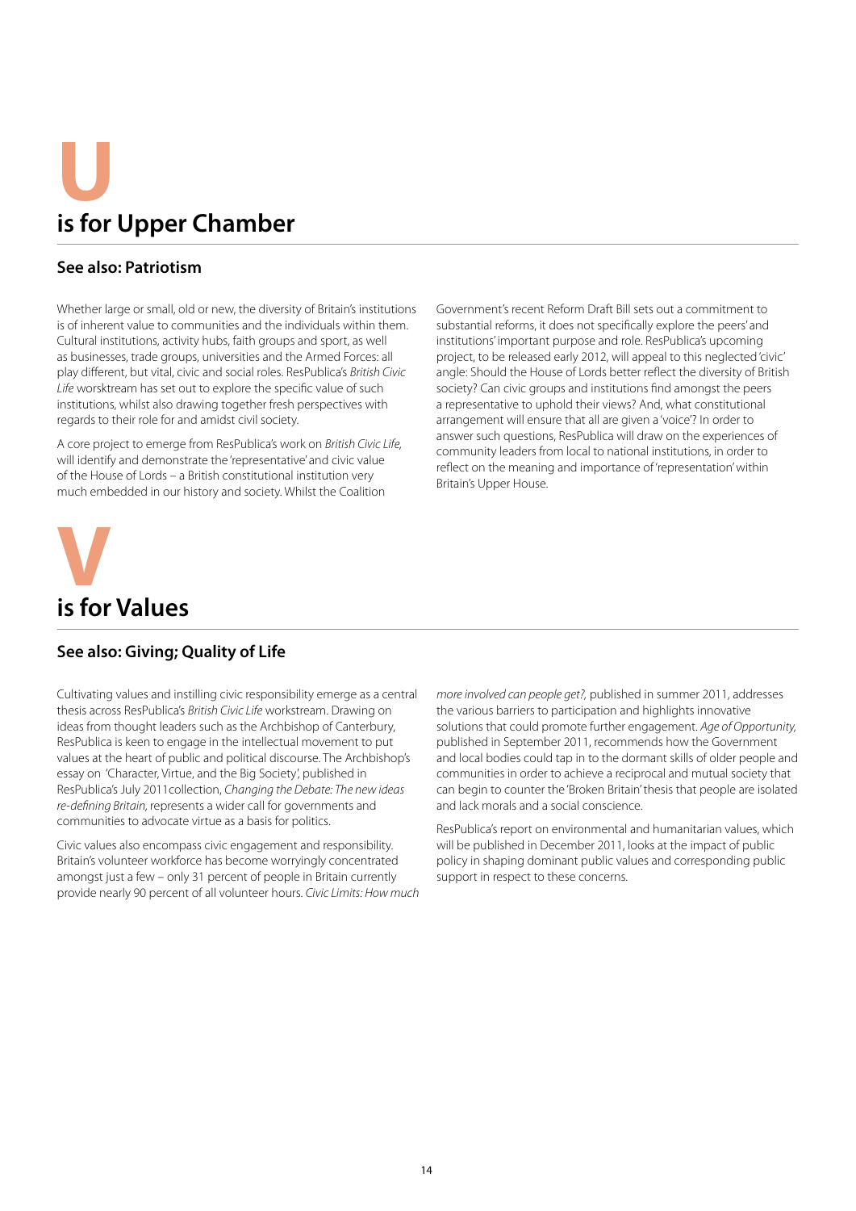# U
## is for Upper Chamber

### See also: Patriotism

Whether large or small, old or new, the diversity of Britain's institutions is of inherent value to communities and the individuals within them. Cultural institutions, activity hubs, faith groups and sport, as well as businesses, trade groups, universities and the Armed Forces: all play different, but vital, civic and social roles. ResPublica's *British Civic Life* worskstream has set out to explore the specific value of such institutions, whilst also drawing together fresh perspectives with regards to their role for and amidst civil society.

A core project to emerge from ResPublica's work on *British Civic Life,* will identify and demonstrate the 'representative' and civic value of the House of Lords – a British constitutional institution very much embedded in our history and society. Whilst the Coalition Government's recent Reform Draft Bill sets out a commitment to substantial reforms, it does not specifically explore the peers' and institutions' important purpose and role. ResPublica's upcoming project, to be released early 2012, will appeal to this neglected 'civic' angle: Should the House of Lords better reflect the diversity of British society? Can civic groups and institutions find amongst the peers a representative to uphold their views? And, what constitutional arrangement will ensure that all are given a 'voice'? In order to answer such questions, ResPublica will draw on the experiences of community leaders from local to national institutions, in order to reflect on the meaning and importance of 'representation' within Britain's Upper House.

# V
## is for Values

### See also: Giving; Quality of Life

Cultivating values and instilling civic responsibility emerge as a central thesis across ResPublica's *British Civic Life* workstream. Drawing on ideas from thought leaders such as the Archbishop of Canterbury, ResPublica is keen to engage in the intellectual movement to put values at the heart of public and political discourse. The Archbishop's essay on 'Character, Virtue, and the Big Society', published in ResPublica's July 2011collection, *Changing the Debate: The new ideas re-defining Britain,* represents a wider call for governments and communities to advocate virtue as a basis for politics.

Civic values also encompass civic engagement and responsibility. Britain's volunteer workforce has become worryingly concentrated amongst just a few – only 31 percent of people in Britain currently provide nearly 90 percent of all volunteer hours. *Civic Limits: How much more involved can people get?,* published in summer 2011, addresses the various barriers to participation and highlights innovative solutions that could promote further engagement. *Age of Opportunity,* published in September 2011, recommends how the Government and local bodies could tap in to the dormant skills of older people and communities in order to achieve a reciprocal and mutual society that can begin to counter the 'Broken Britain' thesis that people are isolated and lack morals and a social conscience.

ResPublica's report on environmental and humanitarian values, which will be published in December 2011, looks at the impact of public policy in shaping dominant public values and corresponding public support in respect to these concerns.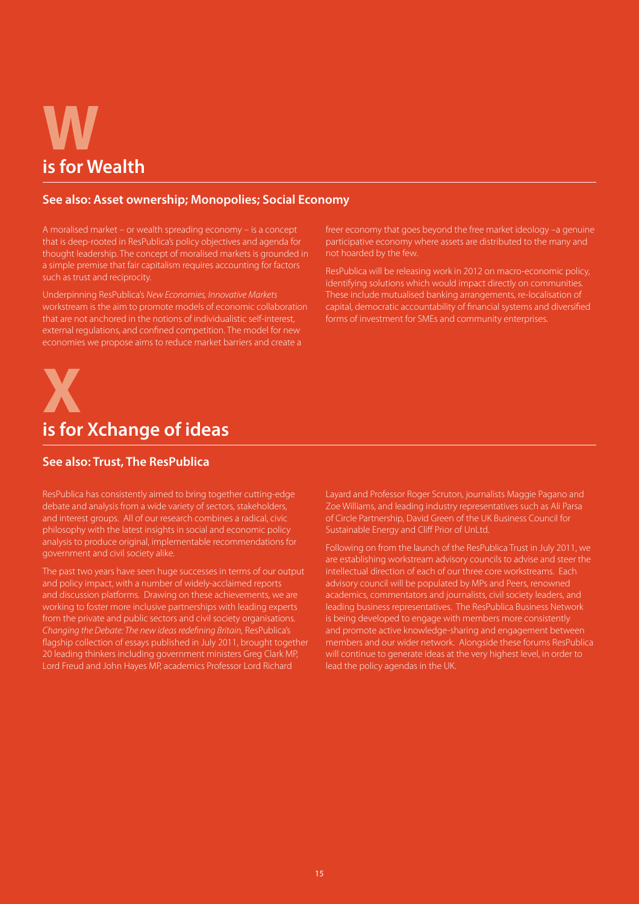# W is for Wealth

## See also: Asset ownership; Monopolies; Social Economy

A moralised market – or wealth spreading economy – is a concept that is deep-rooted in ResPublica's policy objectives and agenda for thought leadership. The concept of moralised markets is grounded in a simple premise that fair capitalism requires accounting for factors such as trust and reciprocity.

Underpinning ResPublica's *New Economies, Innovative Markets* workstream is the aim to promote models of economic collaboration that are not anchored in the notions of individualistic self-interest, external regulations, and confined competition. The model for new economies we propose aims to reduce market barriers and create a freer economy that goes beyond the free market ideology –a genuine participative economy where assets are distributed to the many and not hoarded by the few.

ResPublica will be releasing work in 2012 on macro-economic policy, identifying solutions which would impact directly on communities. These include mutualised banking arrangements, re-localisation of capital, democratic accountability of financial systems and diversified forms of investment for SMEs and community enterprises.

# X is for Xchange of ideas

## See also: Trust, The ResPublica

ResPublica has consistently aimed to bring together cutting-edge debate and analysis from a wide variety of sectors, stakeholders, and interest groups. All of our research combines a radical, civic philosophy with the latest insights in social and economic policy analysis to produce original, implementable recommendations for government and civil society alike.

The past two years have seen huge successes in terms of our output and policy impact, with a number of widely-acclaimed reports and discussion platforms. Drawing on these achievements, we are working to foster more inclusive partnerships with leading experts from the private and public sectors and civil society organisations. *Changing the Debate: The new ideas redefining Britain*, ResPublica's flagship collection of essays published in July 2011, brought together 20 leading thinkers including government ministers Greg Clark MP, Lord Freud and John Hayes MP, academics Professor Lord Richard Layard and Professor Roger Scruton, journalists Maggie Pagano and Zoe Williams, and leading industry representatives such as Ali Parsa of Circle Partnership, David Green of the UK Business Council for Sustainable Energy and Cliff Prior of UnLtd.

Following on from the launch of the ResPublica Trust in July 2011, we are establishing workstream advisory councils to advise and steer the intellectual direction of each of our three core workstreams. Each advisory council will be populated by MPs and Peers, renowned academics, commentators and journalists, civil society leaders, and leading business representatives. The ResPublica Business Network is being developed to engage with members more consistently and promote active knowledge-sharing and engagement between members and our wider network. Alongside these forums ResPublica will continue to generate ideas at the very highest level, in order to lead the policy agendas in the UK.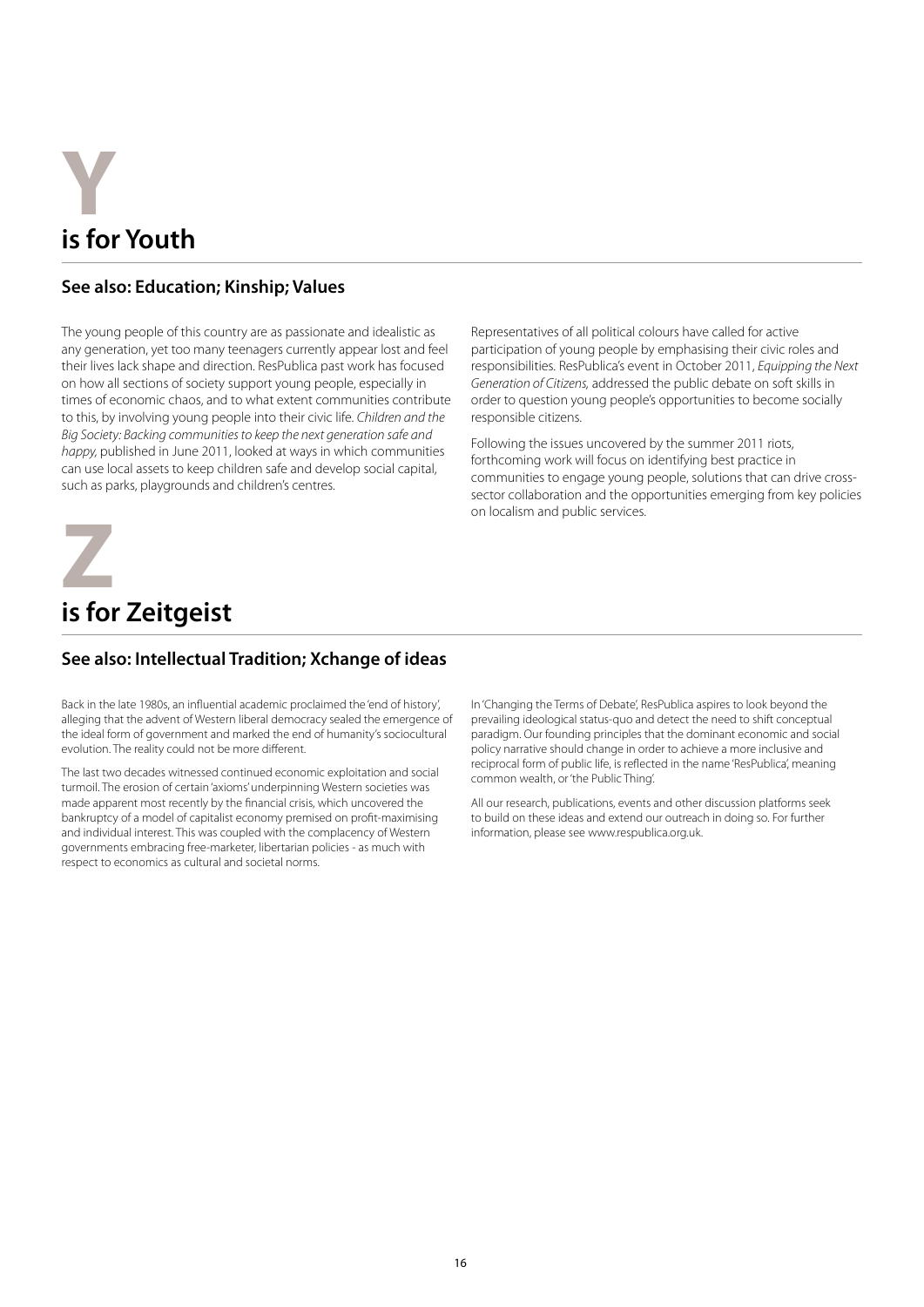# Y is for Youth

### See also: Education; Kinship; Values

The young people of this country are as passionate and idealistic as any generation, yet too many teenagers currently appear lost and feel their lives lack shape and direction. ResPublica past work has focused on how all sections of society support young people, especially in times of economic chaos, and to what extent communities contribute to this, by involving young people into their civic life. *Children and the Big Society: Backing communities to keep the next generation safe and happy*, published in June 2011, looked at ways in which communities can use local assets to keep children safe and develop social capital, such as parks, playgrounds and children's centres.

Representatives of all political colours have called for active participation of young people by emphasising their civic roles and responsibilities. ResPublica's event in October 2011, *Equipping the Next Generation of Citizens,* addressed the public debate on soft skills in order to question young people's opportunities to become socially responsible citizens.

Following the issues uncovered by the summer 2011 riots, forthcoming work will focus on identifying best practice in communities to engage young people, solutions that can drive cross-sector collaboration and the opportunities emerging from key policies on localism and public services.

# Z is for Zeitgeist

### See also: Intellectual Tradition; Xchange of ideas

Back in the late 1980s, an influential academic proclaimed the 'end of history', alleging that the advent of Western liberal democracy sealed the emergence of the ideal form of government and marked the end of humanity's sociocultural evolution. The reality could not be more different.

The last two decades witnessed continued economic exploitation and social turmoil. The erosion of certain 'axioms' underpinning Western societies was made apparent most recently by the financial crisis, which uncovered the bankruptcy of a model of capitalist economy premised on profit-maximising and individual interest. This was coupled with the complacency of Western governments embracing free-marketer, libertarian policies - as much with respect to economics as cultural and societal norms.

In 'Changing the Terms of Debate', ResPublica aspires to look beyond the prevailing ideological status-quo and detect the need to shift conceptual paradigm. Our founding principles that the dominant economic and social policy narrative should change in order to achieve a more inclusive and reciprocal form of public life, is reflected in the name 'ResPublica', meaning common wealth, or 'the Public Thing'.

All our research, publications, events and other discussion platforms seek to build on these ideas and extend our outreach in doing so. For further information, please see www.respublica.org.uk.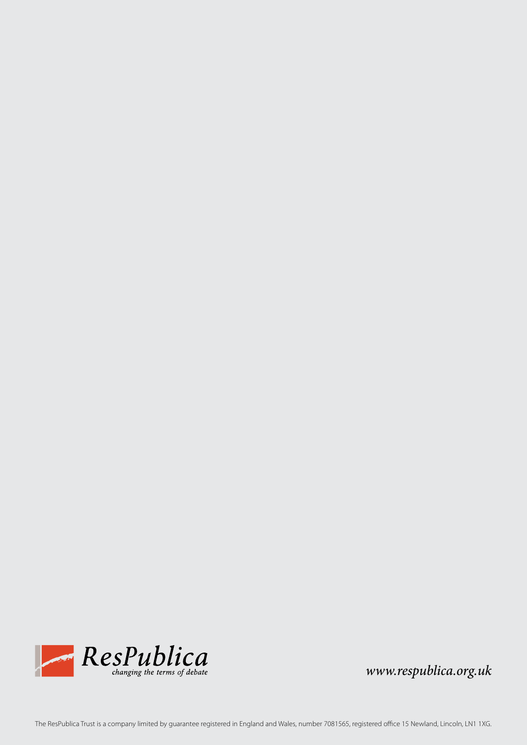ResPublica
*changing the terms of debate*

*www.respublica.org.uk*

The ResPublica Trust is a company limited by guarantee registered in England and Wales, number 7081565, registered office 15 Newland, Lincoln, LN1 1XG.